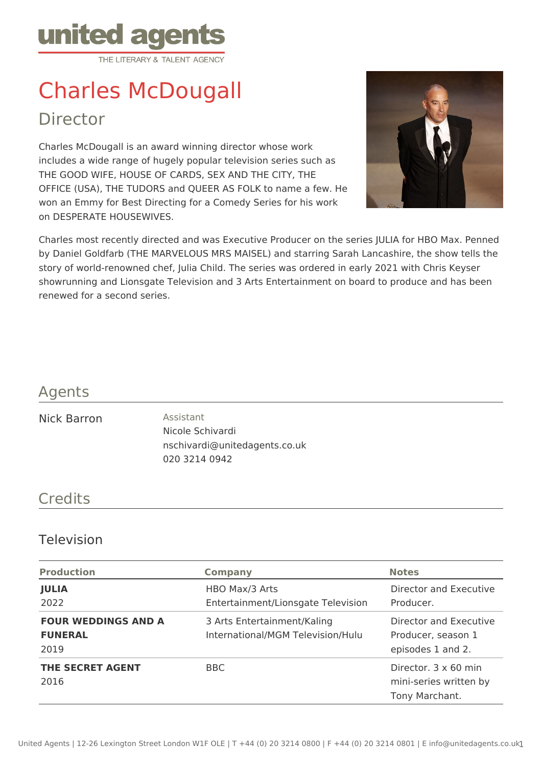united agents
THE LITERARY & TALENT AGENCY

# Charles McDougall

## Director

Charles McDougall is an award winning director whose work includes a wide range of hugely popular television series such as THE GOOD WIFE, HOUSE OF CARDS, SEX AND THE CITY, THE OFFICE (USA), THE TUDORS and QUEER AS FOLK to name a few. He won an Emmy for Best Directing for a Comedy Series for his work on DESPERATE HOUSEWIVES.

Charles most recently directed and was Executive Producer on the series JULIA for HBO Max. Penned by Daniel Goldfarb (THE MARVELOUS MRS MAISEL) and starring Sarah Lancashire, the show tells the story of world-renowned chef, Julia Child. The series was ordered in early 2021 with Chris Keyser showrunning and Lionsgate Television and 3 Arts Entertainment on board to produce and has been renewed for a second series.

## Agents

Nick Barron

Assistant
Nicole Schivardi
nschivardi@unitedagents.co.uk
020 3214 0942

## Credits

### Television

| Production | Company | Notes |
| --- | --- | --- |
| **JULIA** 2022 | HBO Max/3 Arts Entertainment/Lionsgate Television | Director and Executive Producer. |
| **FOUR WEDDINGS AND A FUNERAL** 2019 | 3 Arts Entertainment/Kaling International/MGM Television/Hulu | Director and Executive Producer, season 1 episodes 1 and 2. |
| **THE SECRET AGENT** 2016 | BBC | Director. 3 x 60 min mini-series written by Tony Marchant. |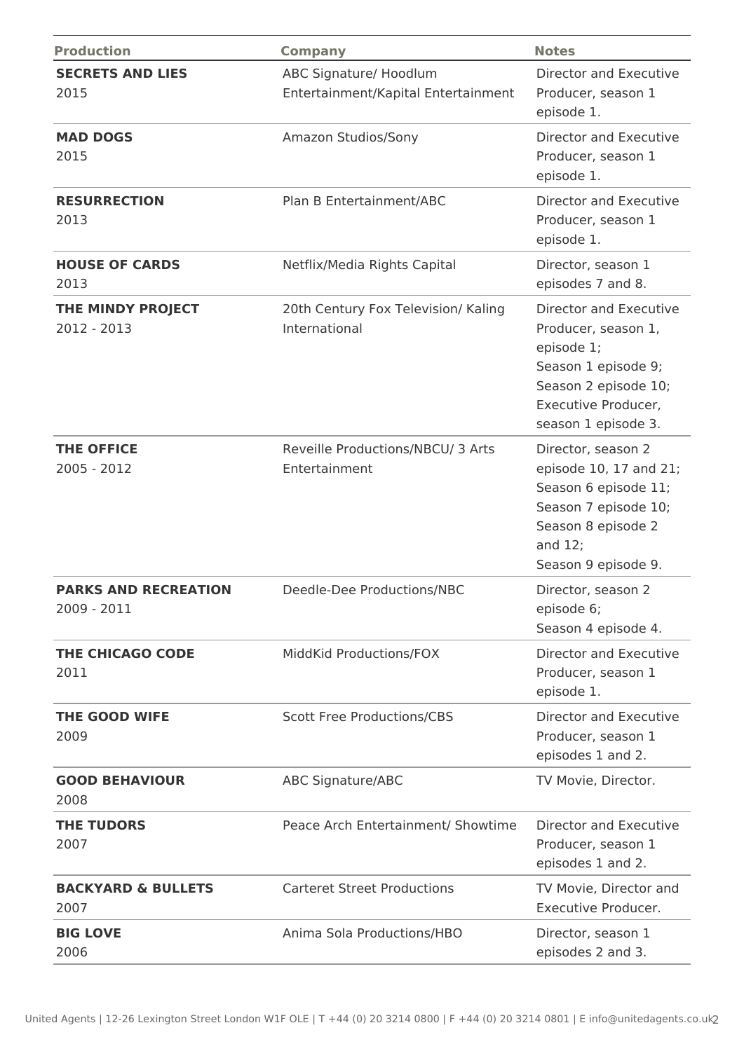| Production | Company | Notes |
|---|---|---|
| **SECRETS AND LIES**<br>2015 | ABC Signature/ Hoodlum Entertainment/Kapital Entertainment | Director and Executive Producer, season 1 episode 1. |
| **MAD DOGS**<br>2015 | Amazon Studios/Sony | Director and Executive Producer, season 1 episode 1. |
| **RESURRECTION**<br>2013 | Plan B Entertainment/ABC | Director and Executive Producer, season 1 episode 1. |
| **HOUSE OF CARDS**<br>2013 | Netflix/Media Rights Capital | Director, season 1 episodes 7 and 8. |
| **THE MINDY PROJECT**<br>2012 - 2013 | 20th Century Fox Television/ Kaling International | Director and Executive Producer, season 1, episode 1;<br>Season 1 episode 9;<br>Season 2 episode 10;<br>Executive Producer, season 1 episode 3. |
| **THE OFFICE**<br>2005 - 2012 | Reveille Productions/NBCU/ 3 Arts Entertainment | Director, season 2 episode 10, 17 and 21;<br>Season 6 episode 11;<br>Season 7 episode 10;<br>Season 8 episode 2 and 12;<br>Season 9 episode 9. |
| **PARKS AND RECREATION**<br>2009 - 2011 | Deedle-Dee Productions/NBC | Director, season 2 episode 6;<br>Season 4 episode 4. |
| **THE CHICAGO CODE**<br>2011 | MiddKid Productions/FOX | Director and Executive Producer, season 1 episode 1. |
| **THE GOOD WIFE**<br>2009 | Scott Free Productions/CBS | Director and Executive Producer, season 1 episodes 1 and 2. |
| **GOOD BEHAVIOUR**<br>2008 | ABC Signature/ABC | TV Movie, Director. |
| **THE TUDORS**<br>2007 | Peace Arch Entertainment/ Showtime | Director and Executive Producer, season 1 episodes 1 and 2. |
| **BACKYARD & BULLETS**<br>2007 | Carteret Street Productions | TV Movie, Director and Executive Producer. |
| **BIG LOVE**<br>2006 | Anima Sola Productions/HBO | Director, season 1 episodes 2 and 3. |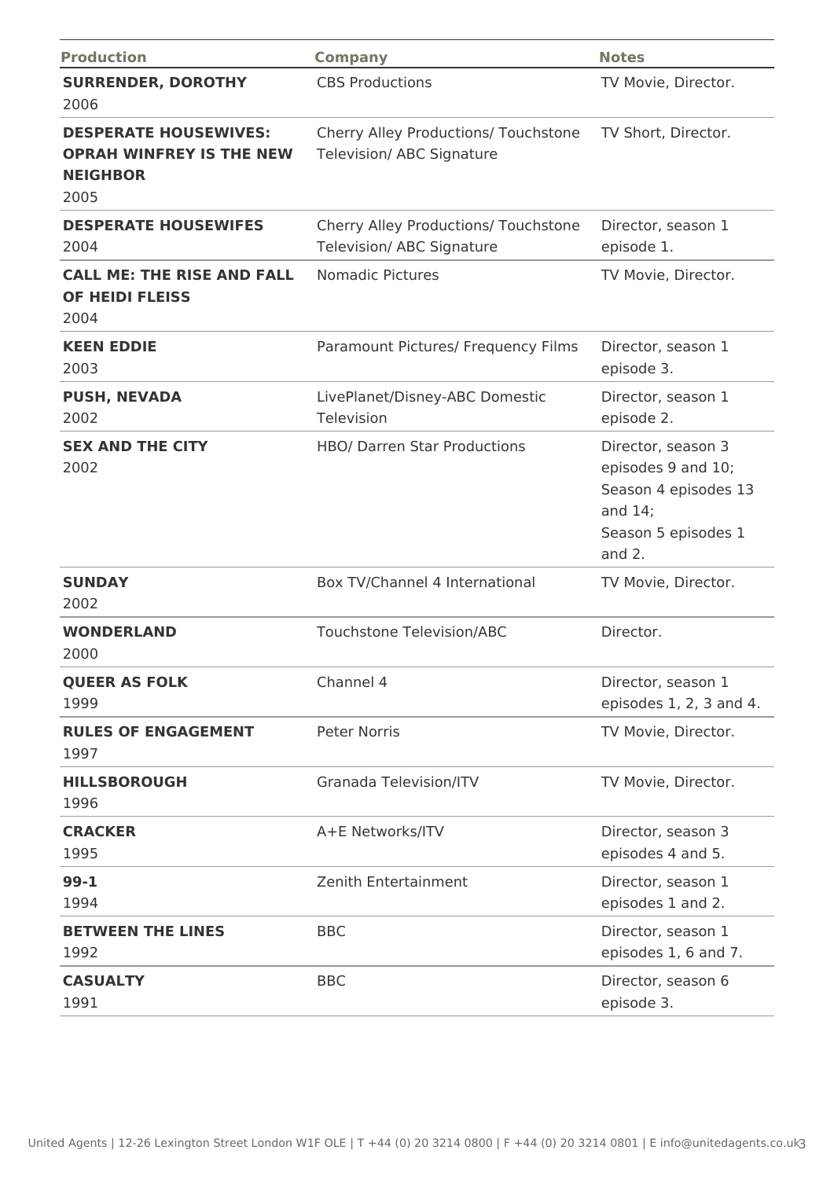| Production | Company | Notes |
|---|---|---|
| **SURRENDER, DOROTHY** 2006 | CBS Productions | TV Movie, Director. |
| **DESPERATE HOUSEWIVES: OPRAH WINFREY IS THE NEW NEIGHBOR** 2005 | Cherry Alley Productions/ Touchstone Television/ ABC Signature | TV Short, Director. |
| **DESPERATE HOUSEWIFES** 2004 | Cherry Alley Productions/ Touchstone Television/ ABC Signature | Director, season 1 episode 1. |
| **CALL ME: THE RISE AND FALL OF HEIDI FLEISS** 2004 | Nomadic Pictures | TV Movie, Director. |
| **KEEN EDDIE** 2003 | Paramount Pictures/ Frequency Films | Director, season 1 episode 3. |
| **PUSH, NEVADA** 2002 | LivePlanet/Disney-ABC Domestic Television | Director, season 1 episode 2. |
| **SEX AND THE CITY** 2002 | HBO/ Darren Star Productions | Director, season 3 episodes 9 and 10; Season 4 episodes 13 and 14; Season 5 episodes 1 and 2. |
| **SUNDAY** 2002 | Box TV/Channel 4 International | TV Movie, Director. |
| **WONDERLAND** 2000 | Touchstone Television/ABC | Director. |
| **QUEER AS FOLK** 1999 | Channel 4 | Director, season 1 episodes 1, 2, 3 and 4. |
| **RULES OF ENGAGEMENT** 1997 | Peter Norris | TV Movie, Director. |
| **HILLSBOROUGH** 1996 | Granada Television/ITV | TV Movie, Director. |
| **CRACKER** 1995 | A+E Networks/ITV | Director, season 3 episodes 4 and 5. |
| **99-1** 1994 | Zenith Entertainment | Director, season 1 episodes 1 and 2. |
| **BETWEEN THE LINES** 1992 | BBC | Director, season 1 episodes 1, 6 and 7. |
| **CASUALTY** 1991 | BBC | Director, season 6 episode 3. |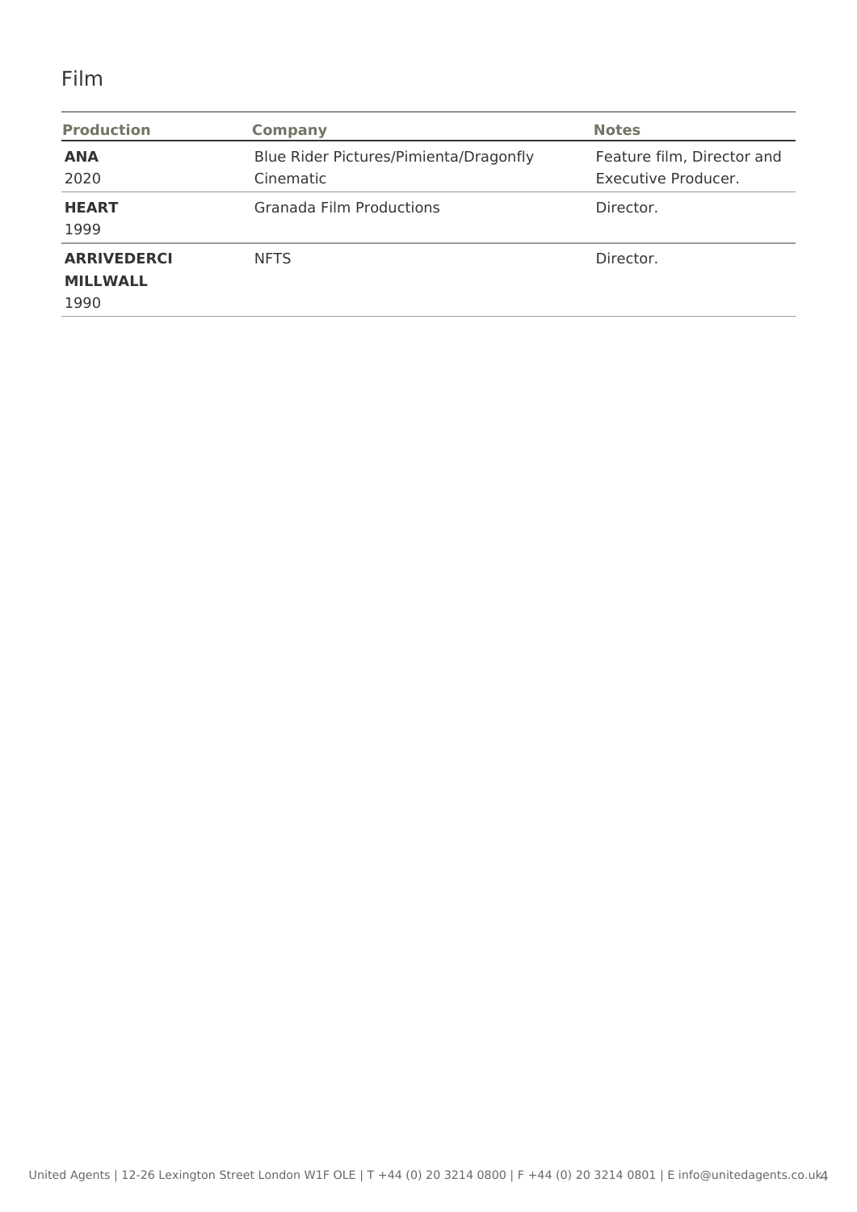## Film

| Production | Company | Notes |
|---|---|---|
| **ANA** 2020 | Blue Rider Pictures/Pimienta/Dragonfly Cinematic | Feature film, Director and Executive Producer. |
| **HEART** 1999 | Granada Film Productions | Director. |
| **ARRIVEDERCI MILLWALL** 1990 | NFTS | Director. |